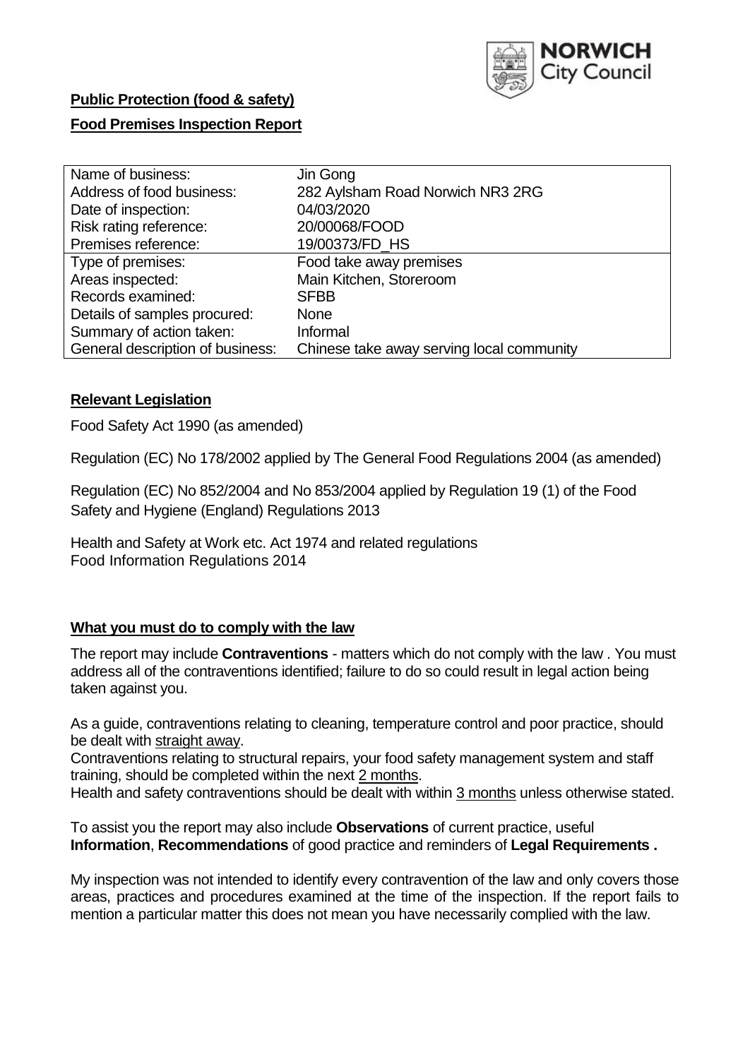NORWICH City Council

**Public Protection (food & safety)**

**Food Premises Inspection Report**

| Name of business: | Jin Gong |
|---|---|
| Address of food business: | 282 Aylsham Road Norwich NR3 2RG |
| Date of inspection: | 04/03/2020 |
| Risk rating reference: | 20/00068/FOOD |
| Premises reference: | 19/00373/FD_HS |
| Type of premises: | Food take away premises |
| Areas inspected: | Main Kitchen, Storeroom |
| Records examined: | SFBB |
| Details of samples procured: | None |
| Summary of action taken: | Informal |
| General description of business: | Chinese take away serving local community |

## Relevant Legislation

Food Safety Act 1990 (as amended)

Regulation (EC) No 178/2002 applied by The General Food Regulations 2004 (as amended)

Regulation (EC) No 852/2004 and No 853/2004 applied by Regulation 19 (1) of the Food Safety and Hygiene (England) Regulations 2013

Health and Safety at Work etc. Act 1974 and related regulations
Food Information Regulations 2014

## What you must do to comply with the law

The report may include **Contraventions** - matters which do not comply with the law . You must address all of the contraventions identified; failure to do so could result in legal action being taken against you.

As a guide, contraventions relating to cleaning, temperature control and poor practice, should be dealt with straight away.
Contraventions relating to structural repairs, your food safety management system and staff training, should be completed within the next 2 months.
Health and safety contraventions should be dealt with within 3 months unless otherwise stated.

To assist you the report may also include **Observations** of current practice, useful **Information**, **Recommendations** of good practice and reminders of **Legal Requirements .**

My inspection was not intended to identify every contravention of the law and only covers those areas, practices and procedures examined at the time of the inspection. If the report fails to mention a particular matter this does not mean you have necessarily complied with the law.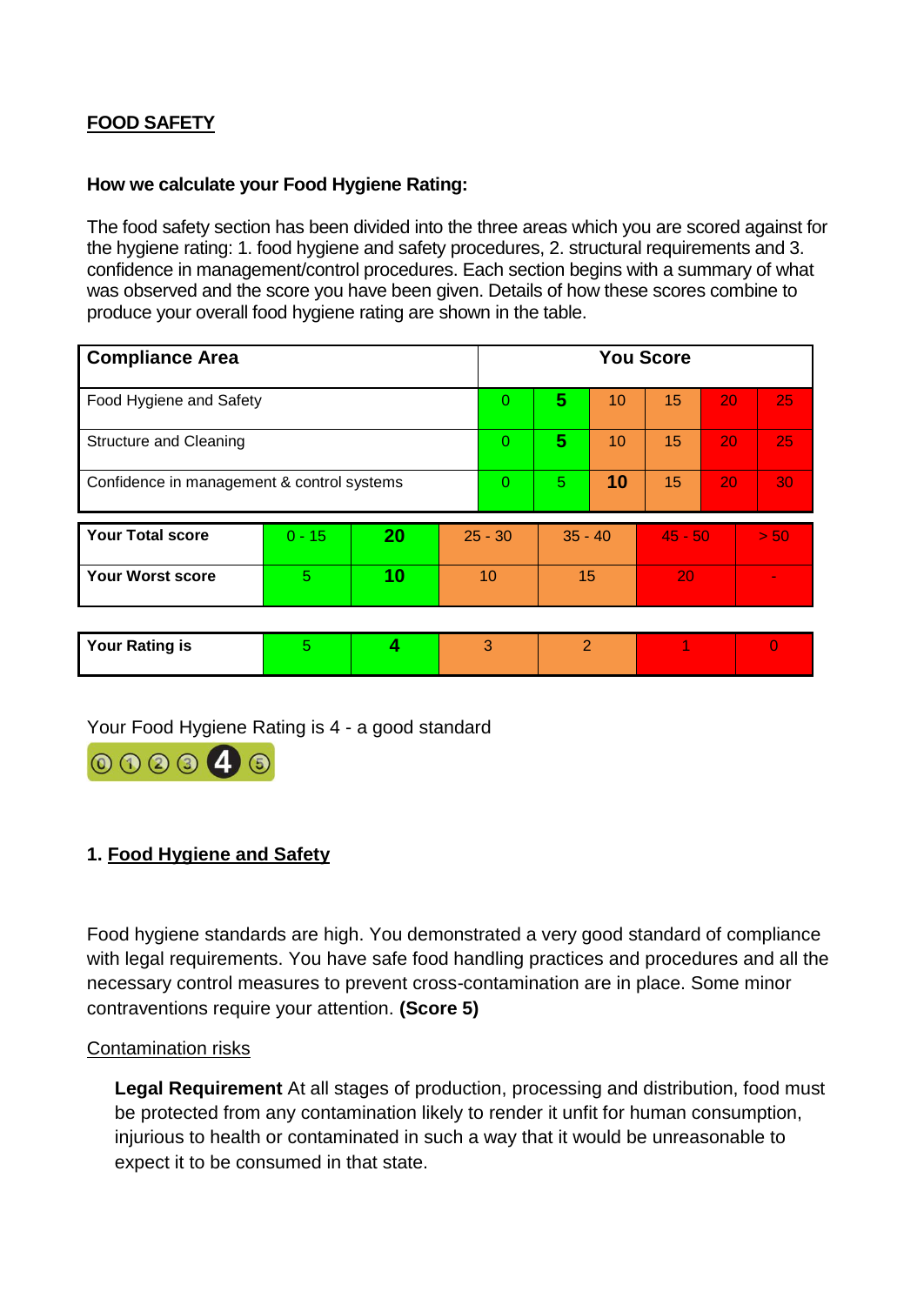## FOOD SAFETY

**How we calculate your Food Hygiene Rating:**

The food safety section has been divided into the three areas which you are scored against for the hygiene rating: 1. food hygiene and safety procedures, 2. structural requirements and 3. confidence in management/control procedures. Each section begins with a summary of what was observed and the score you have been given. Details of how these scores combine to produce your overall food hygiene rating are shown in the table.

| Compliance Area | You Score | | | | | |
|---|---|---|---|---|---|---|
| Food Hygiene and Safety | 0 | **5** | 10 | 15 | 20 | 25 |
| Structure and Cleaning | 0 | **5** | 10 | 15 | 20 | 25 |
| Confidence in management & control systems | 0 | 5 | **10** | 15 | 20 | 30 |

| | | | | | | |
|---|---|---|---|---|---|---|
| **Your Total score** | 0 - 15 | **20** | 25 - 30 | 35 - 40 | 45 - 50 | > 50 |
| **Your Worst score** | 5 | **10** | 10 | 15 | 20 | - |

| | | | | | | |
|---|---|---|---|---|---|---|
| **Your Rating is** | 5 | **4** | 3 | 2 | 1 | 0 |

Your Food Hygiene Rating is 4 - a good standard

### 1. Food Hygiene and Safety

Food hygiene standards are high. You demonstrated a very good standard of compliance with legal requirements. You have safe food handling practices and procedures and all the necessary control measures to prevent cross-contamination are in place. Some minor contraventions require your attention. **(Score 5)**

Contamination risks

**Legal Requirement** At all stages of production, processing and distribution, food must be protected from any contamination likely to render it unfit for human consumption, injurious to health or contaminated in such a way that it would be unreasonable to expect it to be consumed in that state.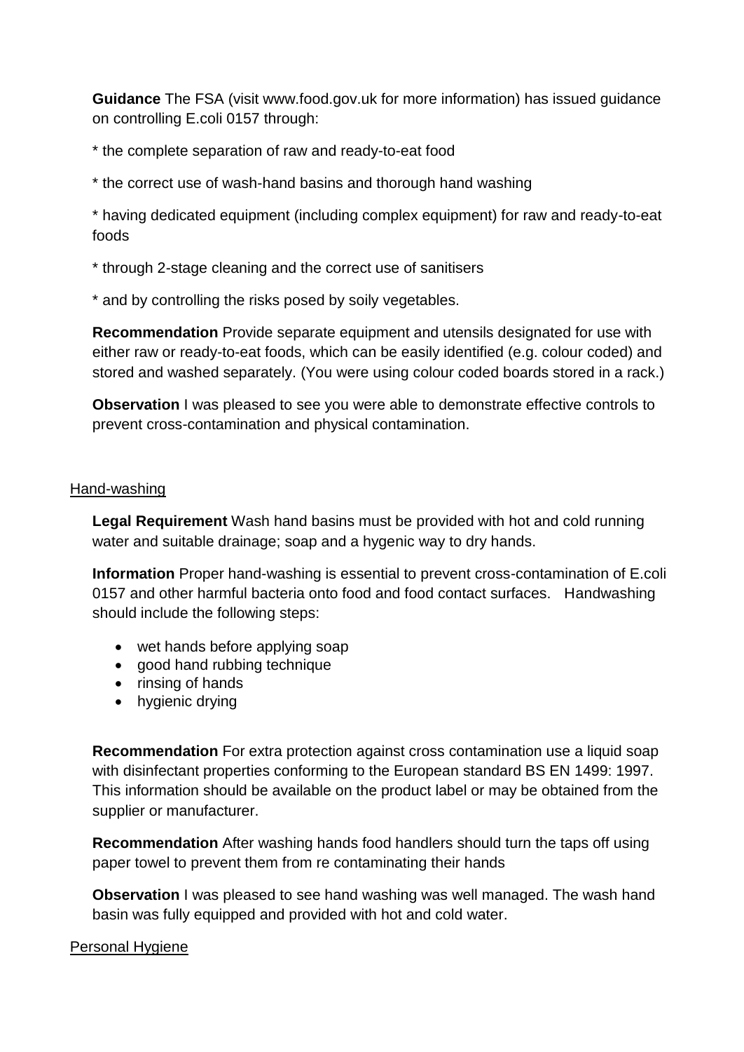**Guidance** The FSA (visit www.food.gov.uk for more information) has issued guidance on controlling E.coli 0157 through:

* the complete separation of raw and ready-to-eat food

* the correct use of wash-hand basins and thorough hand washing

* having dedicated equipment (including complex equipment) for raw and ready-to-eat foods

* through 2-stage cleaning and the correct use of sanitisers

* and by controlling the risks posed by soily vegetables.

**Recommendation** Provide separate equipment and utensils designated for use with either raw or ready-to-eat foods, which can be easily identified (e.g. colour coded) and stored and washed separately. (You were using colour coded boards stored in a rack.)

**Observation** I was pleased to see you were able to demonstrate effective controls to prevent cross-contamination and physical contamination.

Hand-washing

**Legal Requirement** Wash hand basins must be provided with hot and cold running water and suitable drainage; soap and a hygenic way to dry hands.

**Information** Proper hand-washing is essential to prevent cross-contamination of E.coli 0157 and other harmful bacteria onto food and food contact surfaces. Handwashing should include the following steps:

- wet hands before applying soap
- good hand rubbing technique
- rinsing of hands
- hygienic drying

**Recommendation** For extra protection against cross contamination use a liquid soap with disinfectant properties conforming to the European standard BS EN 1499: 1997. This information should be available on the product label or may be obtained from the supplier or manufacturer.

**Recommendation** After washing hands food handlers should turn the taps off using paper towel to prevent them from re contaminating their hands

**Observation** I was pleased to see hand washing was well managed. The wash hand basin was fully equipped and provided with hot and cold water.

Personal Hygiene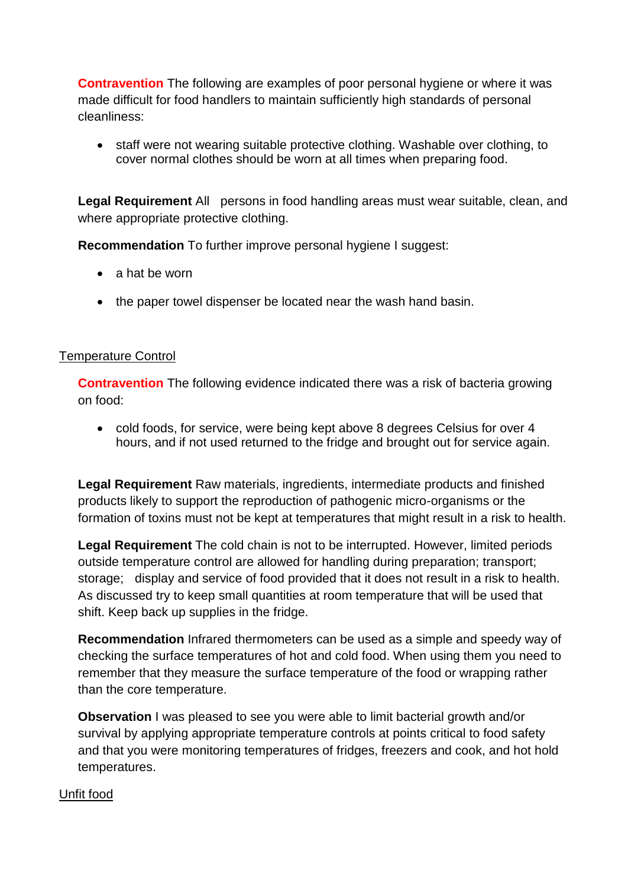**Contravention** The following are examples of poor personal hygiene or where it was made difficult for food handlers to maintain sufficiently high standards of personal cleanliness:

- staff were not wearing suitable protective clothing. Washable over clothing, to cover normal clothes should be worn at all times when preparing food.

**Legal Requirement** All persons in food handling areas must wear suitable, clean, and where appropriate protective clothing.

**Recommendation** To further improve personal hygiene I suggest:

- a hat be worn
- the paper towel dispenser be located near the wash hand basin.

Temperature Control

**Contravention** The following evidence indicated there was a risk of bacteria growing on food:

- cold foods, for service, were being kept above 8 degrees Celsius for over 4 hours, and if not used returned to the fridge and brought out for service again.

**Legal Requirement** Raw materials, ingredients, intermediate products and finished products likely to support the reproduction of pathogenic micro-organisms or the formation of toxins must not be kept at temperatures that might result in a risk to health.

**Legal Requirement** The cold chain is not to be interrupted. However, limited periods outside temperature control are allowed for handling during preparation; transport; storage; display and service of food provided that it does not result in a risk to health. As discussed try to keep small quantities at room temperature that will be used that shift. Keep back up supplies in the fridge.

**Recommendation** Infrared thermometers can be used as a simple and speedy way of checking the surface temperatures of hot and cold food. When using them you need to remember that they measure the surface temperature of the food or wrapping rather than the core temperature.

**Observation** I was pleased to see you were able to limit bacterial growth and/or survival by applying appropriate temperature controls at points critical to food safety and that you were monitoring temperatures of fridges, freezers and cook, and hot hold temperatures.

Unfit food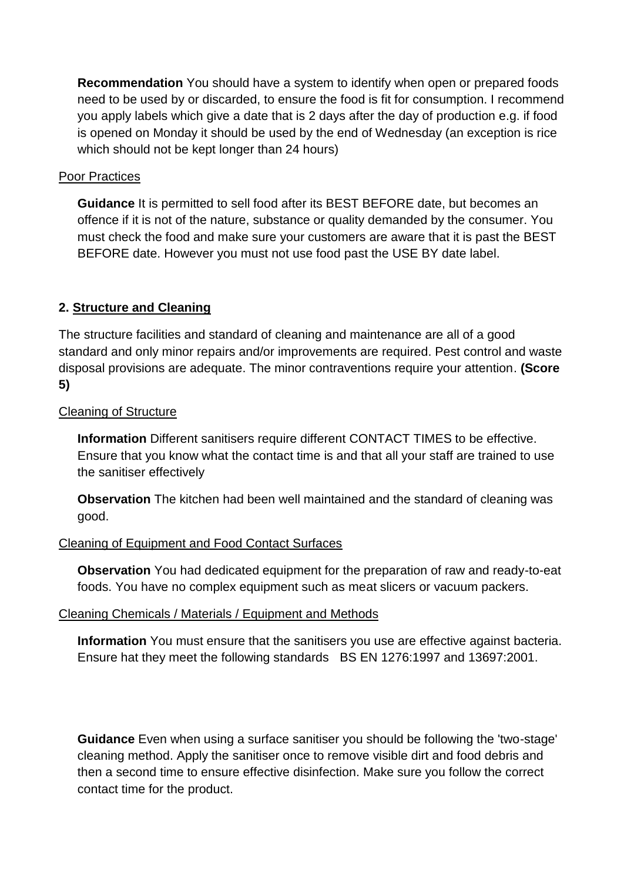**Recommendation** You should have a system to identify when open or prepared foods need to be used by or discarded, to ensure the food is fit for consumption. I recommend you apply labels which give a date that is 2 days after the day of production e.g. if food is opened on Monday it should be used by the end of Wednesday (an exception is rice which should not be kept longer than 24 hours)

<u>Poor Practices</u>

**Guidance** It is permitted to sell food after its BEST BEFORE date, but becomes an offence if it is not of the nature, substance or quality demanded by the consumer. You must check the food and make sure your customers are aware that it is past the BEST BEFORE date. However you must not use food past the USE BY date label.

## 2. Structure and Cleaning

The structure facilities and standard of cleaning and maintenance are all of a good standard and only minor repairs and/or improvements are required. Pest control and waste disposal provisions are adequate. The minor contraventions require your attention. **(Score 5)**

<u>Cleaning of Structure</u>

**Information** Different sanitisers require different CONTACT TIMES to be effective. Ensure that you know what the contact time is and that all your staff are trained to use the sanitiser effectively

**Observation** The kitchen had been well maintained and the standard of cleaning was good.

<u>Cleaning of Equipment and Food Contact Surfaces</u>

**Observation** You had dedicated equipment for the preparation of raw and ready-to-eat foods. You have no complex equipment such as meat slicers or vacuum packers.

<u>Cleaning Chemicals / Materials / Equipment and Methods</u>

**Information** You must ensure that the sanitisers you use are effective against bacteria. Ensure hat they meet the following standards BS EN 1276:1997 and 13697:2001.

**Guidance** Even when using a surface sanitiser you should be following the 'two-stage' cleaning method. Apply the sanitiser once to remove visible dirt and food debris and then a second time to ensure effective disinfection. Make sure you follow the correct contact time for the product.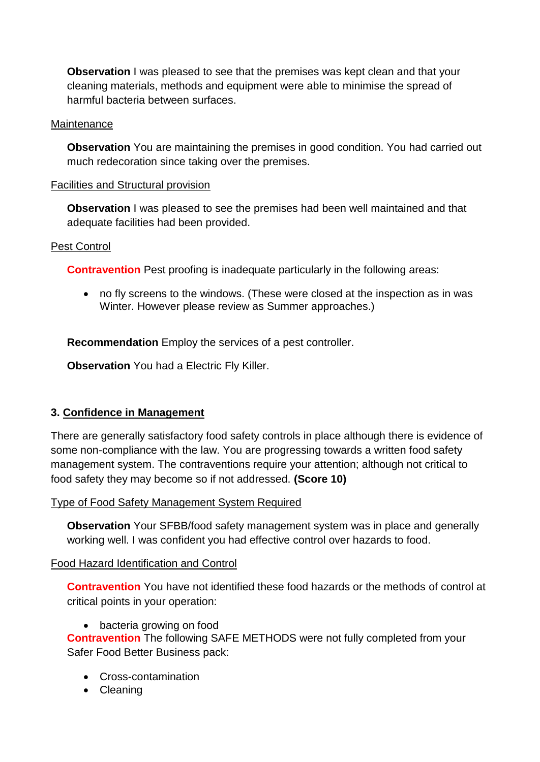**Observation** I was pleased to see that the premises was kept clean and that your cleaning materials, methods and equipment were able to minimise the spread of harmful bacteria between surfaces.

Maintenance

**Observation** You are maintaining the premises in good condition. You had carried out much redecoration since taking over the premises.

Facilities and Structural provision

**Observation** I was pleased to see the premises had been well maintained and that adequate facilities had been provided.

Pest Control

**Contravention** Pest proofing is inadequate particularly in the following areas:

- no fly screens to the windows. (These were closed at the inspection as in was Winter. However please review as Summer approaches.)

**Recommendation** Employ the services of a pest controller.

**Observation** You had a Electric Fly Killer.

### 3. Confidence in Management

There are generally satisfactory food safety controls in place although there is evidence of some non-compliance with the law. You are progressing towards a written food safety management system. The contraventions require your attention; although not critical to food safety they may become so if not addressed. **(Score 10)**

Type of Food Safety Management System Required

**Observation** Your SFBB/food safety management system was in place and generally working well. I was confident you had effective control over hazards to food.

Food Hazard Identification and Control

**Contravention** You have not identified these food hazards or the methods of control at critical points in your operation:

- bacteria growing on food

**Contravention** The following SAFE METHODS were not fully completed from your Safer Food Better Business pack:

- Cross-contamination
- Cleaning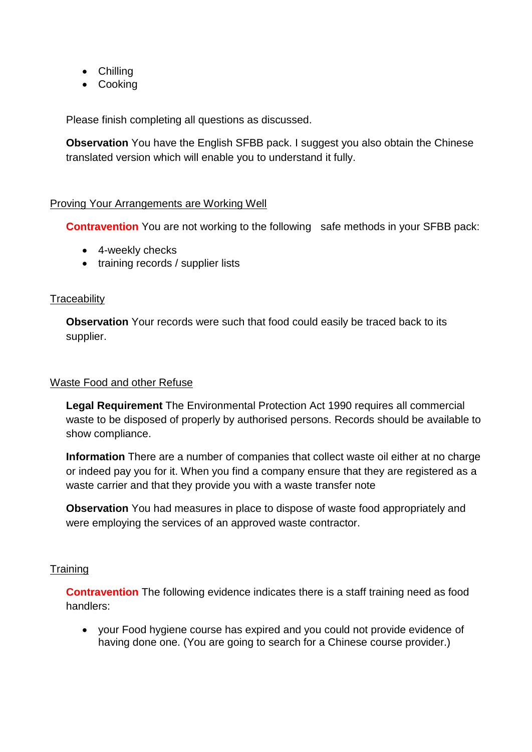- Chilling
- Cooking

Please finish completing all questions as discussed.

**Observation** You have the English SFBB pack. I suggest you also obtain the Chinese translated version which will enable you to understand it fully.

## Proving Your Arrangements are Working Well

**Contravention** You are not working to the following safe methods in your SFBB pack:

- 4-weekly checks
- training records / supplier lists

## Traceability

**Observation** Your records were such that food could easily be traced back to its supplier.

## Waste Food and other Refuse

**Legal Requirement** The Environmental Protection Act 1990 requires all commercial waste to be disposed of properly by authorised persons. Records should be available to show compliance.

**Information** There are a number of companies that collect waste oil either at no charge or indeed pay you for it. When you find a company ensure that they are registered as a waste carrier and that they provide you with a waste transfer note

**Observation** You had measures in place to dispose of waste food appropriately and were employing the services of an approved waste contractor.

## Training

**Contravention** The following evidence indicates there is a staff training need as food handlers:

- your Food hygiene course has expired and you could not provide evidence of having done one. (You are going to search for a Chinese course provider.)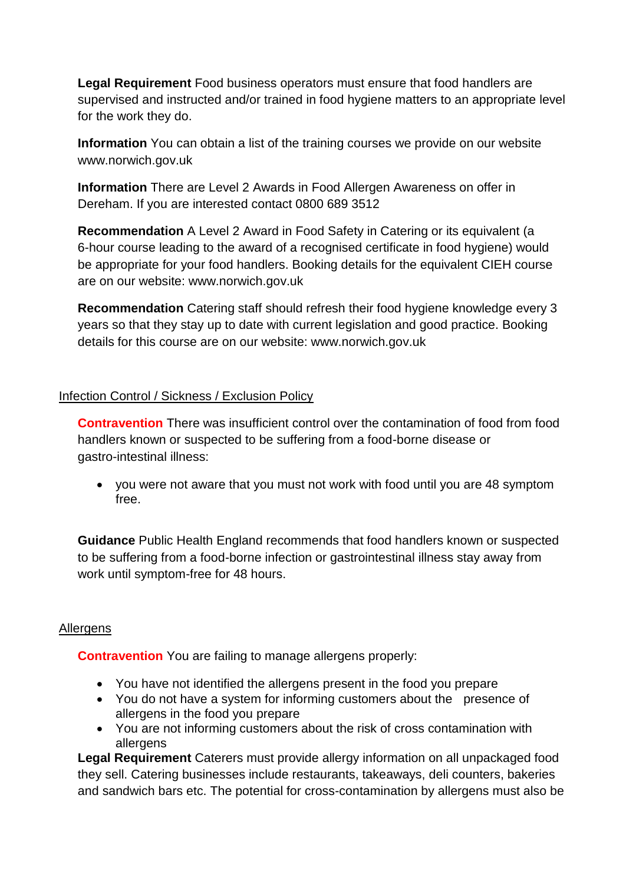**Legal Requirement** Food business operators must ensure that food handlers are supervised and instructed and/or trained in food hygiene matters to an appropriate level for the work they do.

**Information** You can obtain a list of the training courses we provide on our website www.norwich.gov.uk

**Information** There are Level 2 Awards in Food Allergen Awareness on offer in Dereham. If you are interested contact 0800 689 3512

**Recommendation** A Level 2 Award in Food Safety in Catering or its equivalent (a 6-hour course leading to the award of a recognised certificate in food hygiene) would be appropriate for your food handlers. Booking details for the equivalent CIEH course are on our website: www.norwich.gov.uk

**Recommendation** Catering staff should refresh their food hygiene knowledge every 3 years so that they stay up to date with current legislation and good practice. Booking details for this course are on our website: www.norwich.gov.uk

## Infection Control / Sickness / Exclusion Policy

**Contravention** There was insufficient control over the contamination of food from food handlers known or suspected to be suffering from a food-borne disease or gastro-intestinal illness:

- you were not aware that you must not work with food until you are 48 symptom free.

**Guidance** Public Health England recommends that food handlers known or suspected to be suffering from a food-borne infection or gastrointestinal illness stay away from work until symptom-free for 48 hours.

## Allergens

**Contravention** You are failing to manage allergens properly:

- You have not identified the allergens present in the food you prepare
- You do not have a system for informing customers about the presence of allergens in the food you prepare
- You are not informing customers about the risk of cross contamination with allergens

**Legal Requirement** Caterers must provide allergy information on all unpackaged food they sell. Catering businesses include restaurants, takeaways, deli counters, bakeries and sandwich bars etc. The potential for cross-contamination by allergens must also be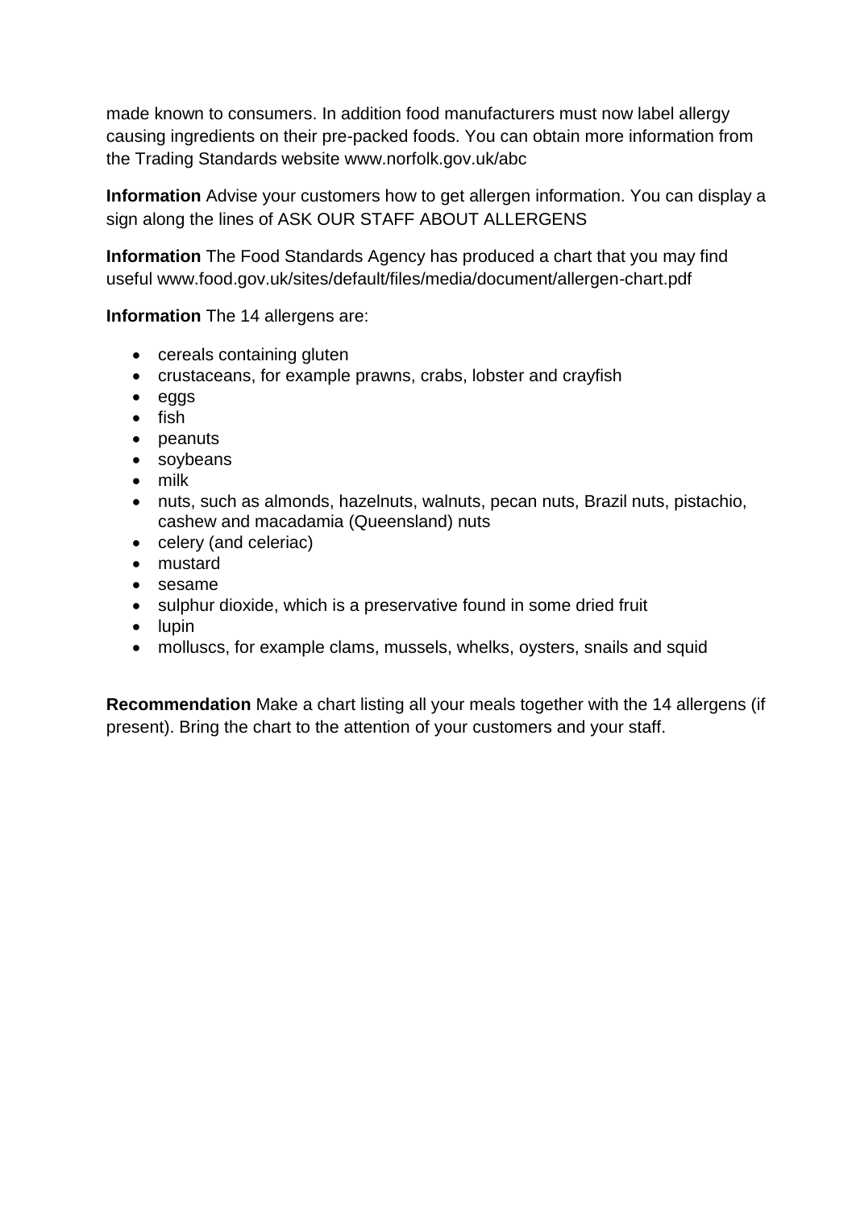made known to consumers. In addition food manufacturers must now label allergy causing ingredients on their pre-packed foods. You can obtain more information from the Trading Standards website www.norfolk.gov.uk/abc

**Information** Advise your customers how to get allergen information. You can display a sign along the lines of ASK OUR STAFF ABOUT ALLERGENS

**Information** The Food Standards Agency has produced a chart that you may find useful www.food.gov.uk/sites/default/files/media/document/allergen-chart.pdf

**Information** The 14 allergens are:

- cereals containing gluten
- crustaceans, for example prawns, crabs, lobster and crayfish
- eggs
- fish
- peanuts
- soybeans
- milk
- nuts, such as almonds, hazelnuts, walnuts, pecan nuts, Brazil nuts, pistachio, cashew and macadamia (Queensland) nuts
- celery (and celeriac)
- mustard
- sesame
- sulphur dioxide, which is a preservative found in some dried fruit
- lupin
- molluscs, for example clams, mussels, whelks, oysters, snails and squid

**Recommendation** Make a chart listing all your meals together with the 14 allergens (if present). Bring the chart to the attention of your customers and your staff.